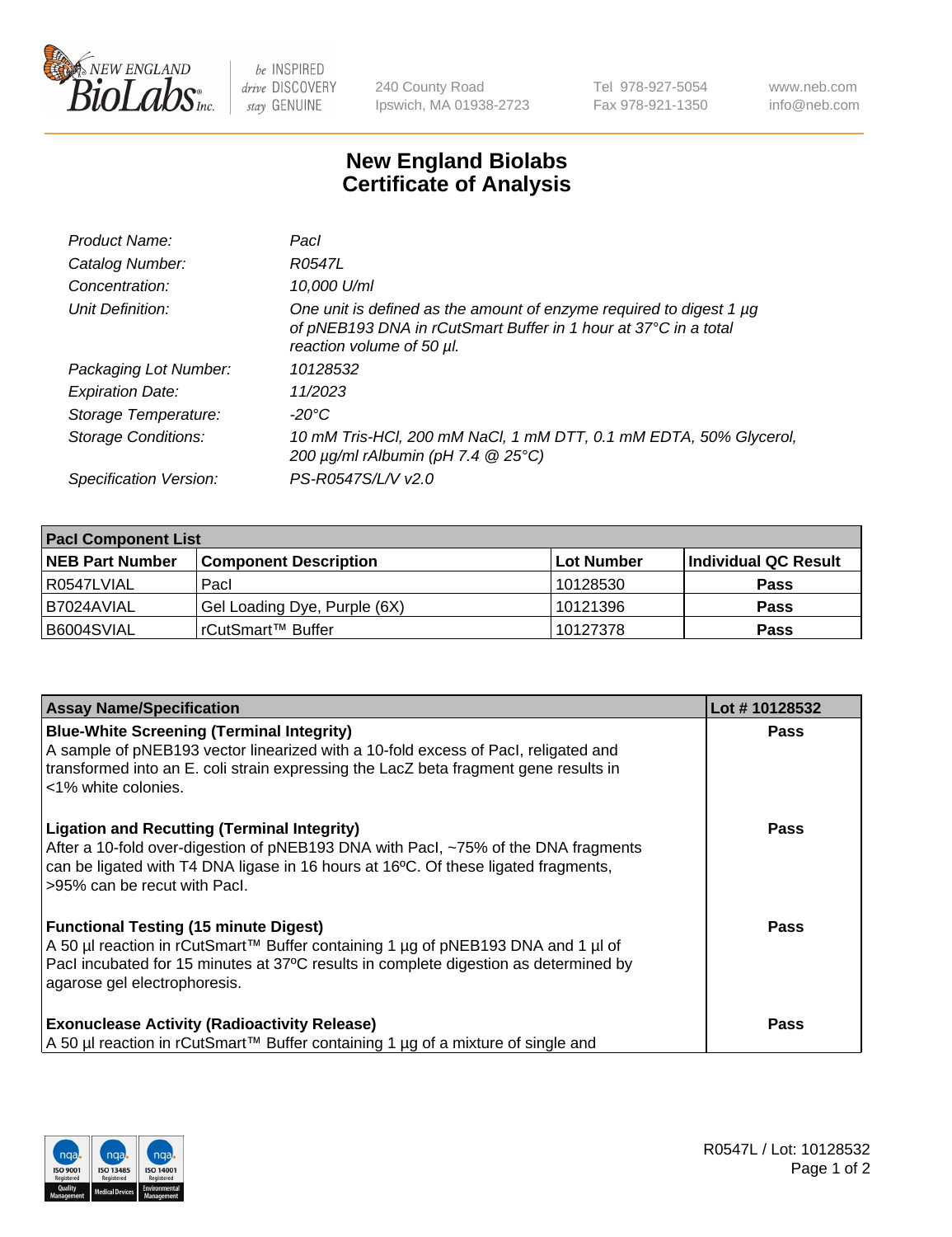New England BioLabs Inc. — be INSPIRED drive DISCOVERY stay GENUINE

240 County Road
Ipswich, MA 01938-2723

Tel 978-927-5054
Fax 978-921-1350

www.neb.com
info@neb.com

# New England Biolabs
# Certificate of Analysis

| | |
|---|---|
| *Product Name:* | *PacI* |
| *Catalog Number:* | *R0547L* |
| *Concentration:* | *10,000 U/ml* |
| *Unit Definition:* | *One unit is defined as the amount of enzyme required to digest 1 µg of pNEB193 DNA in rCutSmart Buffer in 1 hour at 37°C in a total reaction volume of 50 µl.* |
| *Packaging Lot Number:* | *10128532* |
| *Expiration Date:* | *11/2023* |
| *Storage Temperature:* | *-20°C* |
| *Storage Conditions:* | *10 mM Tris-HCl, 200 mM NaCl, 1 mM DTT, 0.1 mM EDTA, 50% Glycerol, 200 µg/ml rAlbumin (pH 7.4 @ 25°C)* |
| *Specification Version:* | *PS-R0547S/L/V v2.0* |

| **PacI Component List** | | | |
|---|---|---|---|
| **NEB Part Number** | **Component Description** | **Lot Number** | **Individual QC Result** |
| R0547LVIAL | PacI | 10128530 | **Pass** |
| B7024AVIAL | Gel Loading Dye, Purple (6X) | 10121396 | **Pass** |
| B6004SVIAL | rCutSmart™ Buffer | 10127378 | **Pass** |

| **Assay Name/Specification** | **Lot # 10128532** |
|---|---|
| **Blue-White Screening (Terminal Integrity)**<br>A sample of pNEB193 vector linearized with a 10-fold excess of PacI, religated and transformed into an E. coli strain expressing the LacZ beta fragment gene results in <1% white colonies. | **Pass** |
| **Ligation and Recutting (Terminal Integrity)**<br>After a 10-fold over-digestion of pNEB193 DNA with PacI, ~75% of the DNA fragments can be ligated with T4 DNA ligase in 16 hours at 16ºC. Of these ligated fragments, >95% can be recut with PacI. | **Pass** |
| **Functional Testing (15 minute Digest)**<br>A 50 µl reaction in rCutSmart™ Buffer containing 1 µg of pNEB193 DNA and 1 µl of PacI incubated for 15 minutes at 37ºC results in complete digestion as determined by agarose gel electrophoresis. | **Pass** |
| **Exonuclease Activity (Radioactivity Release)**<br>A 50 µl reaction in rCutSmart™ Buffer containing 1 µg of a mixture of single and | **Pass** |

R0547L / Lot: 10128532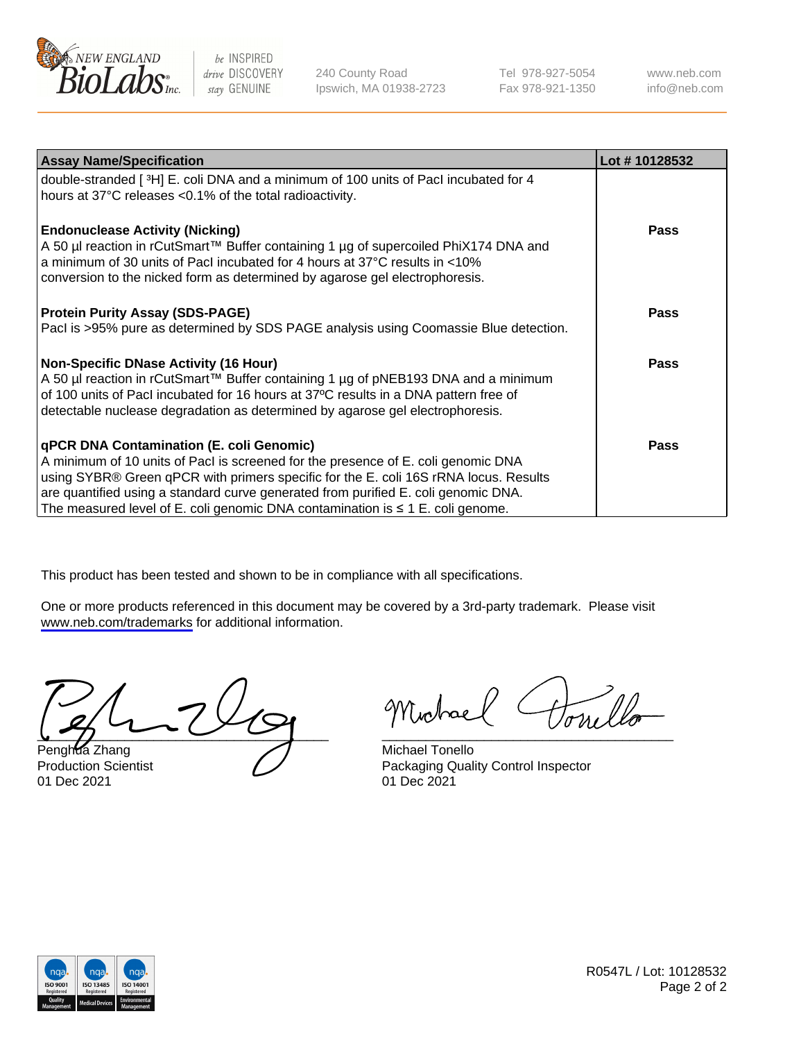| Assay Name/Specification | Lot # 10128532 |
|---|---|
| double-stranded [ $^3$H] E. coli DNA and a minimum of 100 units of PacI incubated for 4 hours at 37°C releases <0.1% of the total radioactivity. | |
| **Endonuclease Activity (Nicking)**<br>A 50 µl reaction in rCutSmart™ Buffer containing 1 µg of supercoiled PhiX174 DNA and a minimum of 30 units of PacI incubated for 4 hours at 37°C results in <10% conversion to the nicked form as determined by agarose gel electrophoresis. | **Pass** |
| **Protein Purity Assay (SDS-PAGE)**<br>PacI is >95% pure as determined by SDS PAGE analysis using Coomassie Blue detection. | **Pass** |
| **Non-Specific DNase Activity (16 Hour)**<br>A 50 µl reaction in rCutSmart™ Buffer containing 1 µg of pNEB193 DNA and a minimum of 100 units of PacI incubated for 16 hours at 37ºC results in a DNA pattern free of detectable nuclease degradation as determined by agarose gel electrophoresis. | **Pass** |
| **qPCR DNA Contamination (E. coli Genomic)**<br>A minimum of 10 units of PacI is screened for the presence of E. coli genomic DNA using SYBR® Green qPCR with primers specific for the E. coli 16S rRNA locus. Results are quantified using a standard curve generated from purified E. coli genomic DNA. The measured level of E. coli genomic DNA contamination is ≤ 1 E. coli genome. | **Pass** |

This product has been tested and shown to be in compliance with all specifications.

One or more products referenced in this document may be covered by a 3rd-party trademark. Please visit www.neb.com/trademarks for additional information.

Penghua Zhang
Production Scientist
01 Dec 2021

Michael Tonello
Packaging Quality Control Inspector
01 Dec 2021

R0547L / Lot: 10128532